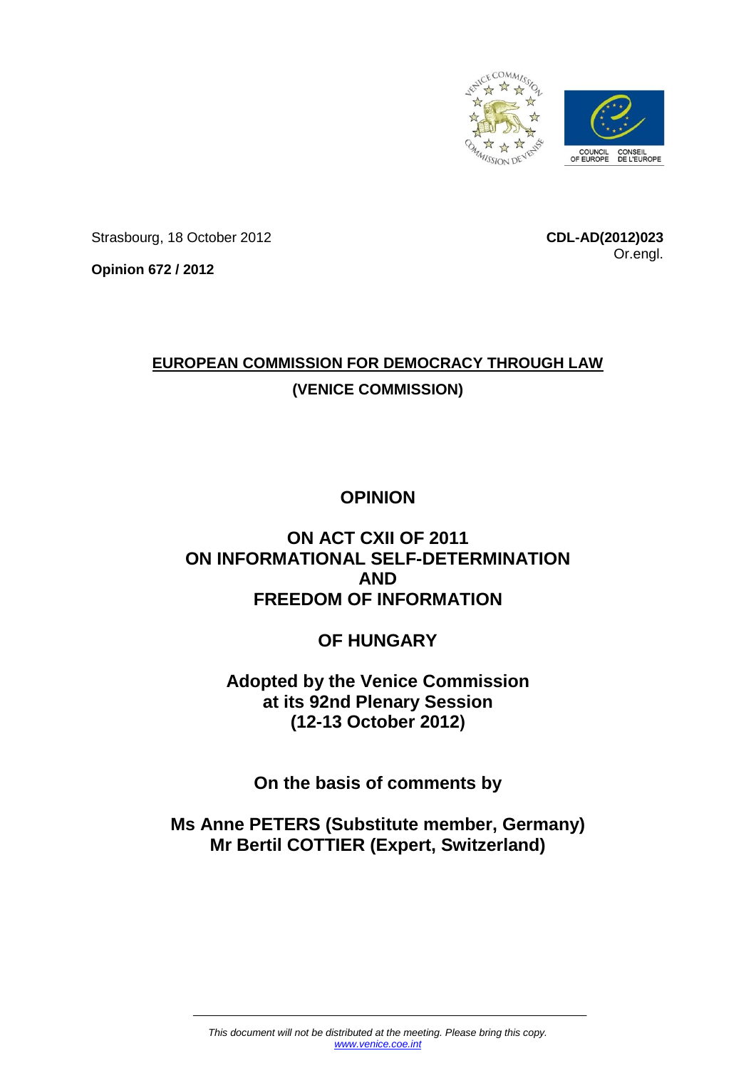Strasbourg, 18 October 2012

**CDL-AD(2012)023**
Or.engl.

**Opinion 672 / 2012**

**EUROPEAN COMMISSION FOR DEMOCRACY THROUGH LAW**

**(VENICE COMMISSION)**

# OPINION

## ON ACT CXII OF 2011 ON INFORMATIONAL SELF-DETERMINATION AND FREEDOM OF INFORMATION

## OF HUNGARY

**Adopted by the Venice Commission at its 92nd Plenary Session (12-13 October 2012)**

**On the basis of comments by**

**Ms Anne PETERS (Substitute member, Germany)**
**Mr Bertil COTTIER (Expert, Switzerland)**

*This document will not be distributed at the meeting. Please bring this copy.*
*www.venice.coe.int*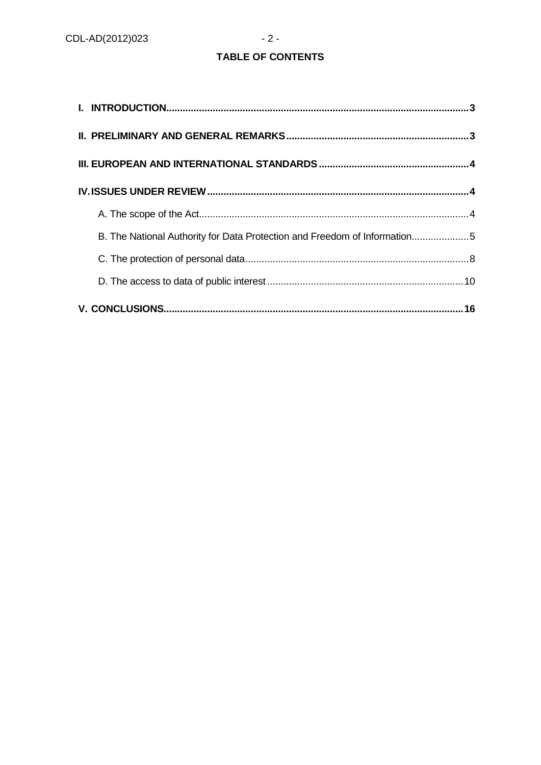# TABLE OF CONTENTS

**I. INTRODUCTION** .......... **3**

**II. PRELIMINARY AND GENERAL REMARKS** .......... **3**

**III. EUROPEAN AND INTERNATIONAL STANDARDS** .......... **4**

**IV. ISSUES UNDER REVIEW** .......... **4**

- A. The scope of the Act .......... 4
- B. The National Authority for Data Protection and Freedom of Information .......... 5
- C. The protection of personal data .......... 8
- D. The access to data of public interest .......... 10

**V. CONCLUSIONS** .......... **16**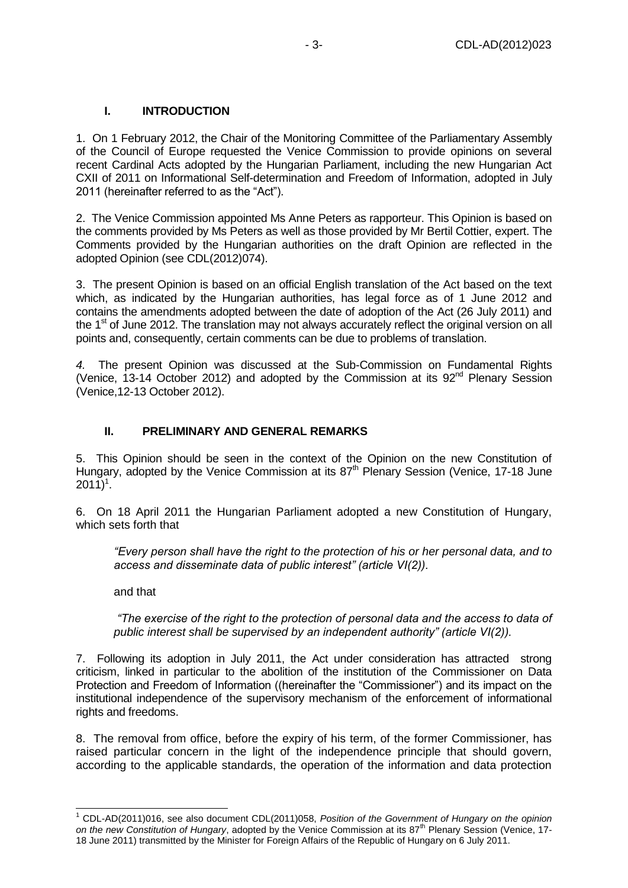## I. INTRODUCTION

1. On 1 February 2012, the Chair of the Monitoring Committee of the Parliamentary Assembly of the Council of Europe requested the Venice Commission to provide opinions on several recent Cardinal Acts adopted by the Hungarian Parliament, including the new Hungarian Act CXII of 2011 on Informational Self-determination and Freedom of Information, adopted in July 2011 (hereinafter referred to as the "Act").

2. The Venice Commission appointed Ms Anne Peters as rapporteur. This Opinion is based on the comments provided by Ms Peters as well as those provided by Mr Bertil Cottier, expert. The Comments provided by the Hungarian authorities on the draft Opinion are reflected in the adopted Opinion (see CDL(2012)074).

3. The present Opinion is based on an official English translation of the Act based on the text which, as indicated by the Hungarian authorities, has legal force as of 1 June 2012 and contains the amendments adopted between the date of adoption of the Act (26 July 2011) and the 1st of June 2012. The translation may not always accurately reflect the original version on all points and, consequently, certain comments can be due to problems of translation.

*4.* The present Opinion was discussed at the Sub-Commission on Fundamental Rights (Venice, 13-14 October 2012) and adopted by the Commission at its 92nd Plenary Session (Venice,12-13 October 2012).

## II. PRELIMINARY AND GENERAL REMARKS

5. This Opinion should be seen in the context of the Opinion on the new Constitution of Hungary, adopted by the Venice Commission at its 87th Plenary Session (Venice, 17-18 June 2011)[1].

6. On 18 April 2011 the Hungarian Parliament adopted a new Constitution of Hungary, which sets forth that

> *"Every person shall have the right to the protection of his or her personal data, and to access and disseminate data of public interest" (article VI(2)).*
>
> and that
>
> *"The exercise of the right to the protection of personal data and the access to data of public interest shall be supervised by an independent authority" (article VI(2)).*

7. Following its adoption in July 2011, the Act under consideration has attracted strong criticism, linked in particular to the abolition of the institution of the Commissioner on Data Protection and Freedom of Information ((hereinafter the "Commissioner") and its impact on the institutional independence of the supervisory mechanism of the enforcement of informational rights and freedoms.

8. The removal from office, before the expiry of his term, of the former Commissioner, has raised particular concern in the light of the independence principle that should govern, according to the applicable standards, the operation of the information and data protection

---

[1] CDL-AD(2011)016, see also document CDL(2011)058, *Position of the Government of Hungary on the opinion on the new Constitution of Hungary*, adopted by the Venice Commission at its 87th Plenary Session (Venice, 17-18 June 2011) transmitted by the Minister for Foreign Affairs of the Republic of Hungary on 6 July 2011.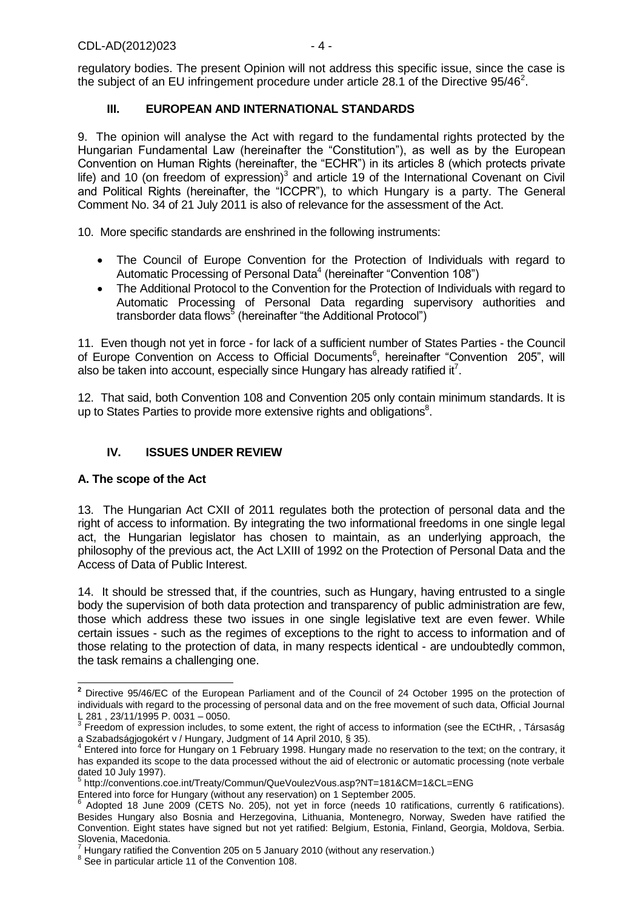regulatory bodies. The present Opinion will not address this specific issue, since the case is the subject of an EU infringement procedure under article 28.1 of the Directive 95/46[2].

## III. EUROPEAN AND INTERNATIONAL STANDARDS

9. The opinion will analyse the Act with regard to the fundamental rights protected by the Hungarian Fundamental Law (hereinafter the "Constitution"), as well as by the European Convention on Human Rights (hereinafter, the "ECHR") in its articles 8 (which protects private life) and 10 (on freedom of expression)[3] and article 19 of the International Covenant on Civil and Political Rights (hereinafter, the "ICCPR"), to which Hungary is a party. The General Comment No. 34 of 21 July 2011 is also of relevance for the assessment of the Act.

10. More specific standards are enshrined in the following instruments:

- The Council of Europe Convention for the Protection of Individuals with regard to Automatic Processing of Personal Data[4] (hereinafter "Convention 108")
- The Additional Protocol to the Convention for the Protection of Individuals with regard to Automatic Processing of Personal Data regarding supervisory authorities and transborder data flows[5] (hereinafter "the Additional Protocol")

11. Even though not yet in force - for lack of a sufficient number of States Parties - the Council of Europe Convention on Access to Official Documents[6], hereinafter "Convention 205", will also be taken into account, especially since Hungary has already ratified it[7].

12. That said, both Convention 108 and Convention 205 only contain minimum standards. It is up to States Parties to provide more extensive rights and obligations[8].

## IV. ISSUES UNDER REVIEW

### A. The scope of the Act

13. The Hungarian Act CXII of 2011 regulates both the protection of personal data and the right of access to information. By integrating the two informational freedoms in one single legal act, the Hungarian legislator has chosen to maintain, as an underlying approach, the philosophy of the previous act, the Act LXIII of 1992 on the Protection of Personal Data and the Access of Data of Public Interest.

14. It should be stressed that, if the countries, such as Hungary, having entrusted to a single body the supervision of both data protection and transparency of public administration are few, those which address these two issues in one single legislative text are even fewer. While certain issues - such as the regimes of exceptions to the right to access to information and of those relating to the protection of data, in many respects identical - are undoubtedly common, the task remains a challenging one.

---

[2] Directive 95/46/EC of the European Parliament and of the Council of 24 October 1995 on the protection of individuals with regard to the processing of personal data and on the free movement of such data, Official Journal L 281 , 23/11/1995 P. 0031 – 0050.

[3] Freedom of expression includes, to some extent, the right of access to information (see the ECtHR, , Társaság a Szabadságjogokért v / Hungary, Judgment of 14 April 2010, § 35).

[4] Entered into force for Hungary on 1 February 1998. Hungary made no reservation to the text; on the contrary, it has expanded its scope to the data processed without the aid of electronic or automatic processing (note verbale dated 10 July 1997).

[5] http://conventions.coe.int/Treaty/Commun/QueVoulezVous.asp?NT=181&CM=1&CL=ENG
Entered into force for Hungary (without any reservation) on 1 September 2005.

[6] Adopted 18 June 2009 (CETS No. 205), not yet in force (needs 10 ratifications, currently 6 ratifications). Besides Hungary also Bosnia and Herzegovina, Lithuania, Montenegro, Norway, Sweden have ratified the Convention. Eight states have signed but not yet ratified: Belgium, Estonia, Finland, Georgia, Moldova, Serbia. Slovenia, Macedonia.

[7] Hungary ratified the Convention 205 on 5 January 2010 (without any reservation.)

[8] See in particular article 11 of the Convention 108.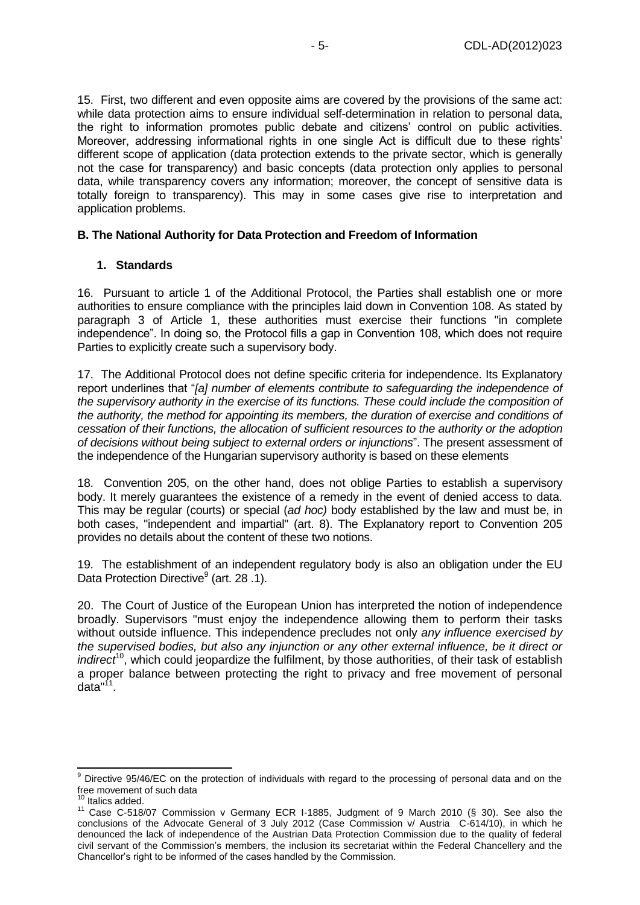15. First, two different and even opposite aims are covered by the provisions of the same act: while data protection aims to ensure individual self-determination in relation to personal data, the right to information promotes public debate and citizens' control on public activities. Moreover, addressing informational rights in one single Act is difficult due to these rights' different scope of application (data protection extends to the private sector, which is generally not the case for transparency) and basic concepts (data protection only applies to personal data, while transparency covers any information; moreover, the concept of sensitive data is totally foreign to transparency). This may in some cases give rise to interpretation and application problems.

### B. The National Authority for Data Protection and Freedom of Information

#### 1. Standards

16. Pursuant to article 1 of the Additional Protocol, the Parties shall establish one or more authorities to ensure compliance with the principles laid down in Convention 108. As stated by paragraph 3 of Article 1, these authorities must exercise their functions "in complete independence". In doing so, the Protocol fills a gap in Convention 108, which does not require Parties to explicitly create such a supervisory body.

17. The Additional Protocol does not define specific criteria for independence. Its Explanatory report underlines that "*[a] number of elements contribute to safeguarding the independence of the supervisory authority in the exercise of its functions. These could include the composition of the authority, the method for appointing its members, the duration of exercise and conditions of cessation of their functions, the allocation of sufficient resources to the authority or the adoption of decisions without being subject to external orders or injunctions*". The present assessment of the independence of the Hungarian supervisory authority is based on these elements

18. Convention 205, on the other hand, does not oblige Parties to establish a supervisory body. It merely guarantees the existence of a remedy in the event of denied access to data. This may be regular (courts) or special (*ad hoc)* body established by the law and must be, in both cases, "independent and impartial" (art. 8). The Explanatory report to Convention 205 provides no details about the content of these two notions.

19. The establishment of an independent regulatory body is also an obligation under the EU Data Protection Directive[9] (art. 28 .1).

20. The Court of Justice of the European Union has interpreted the notion of independence broadly. Supervisors "must enjoy the independence allowing them to perform their tasks without outside influence. This independence precludes not only *any influence exercised by the supervised bodies, but also any injunction or any other external influence, be it direct or indirect*[10], which could jeopardize the fulfilment, by those authorities, of their task of establish a proper balance between protecting the right to privacy and free movement of personal data"[11].

---

[9] Directive 95/46/EC on the protection of individuals with regard to the processing of personal data and on the free movement of such data

[10] Italics added.

[11] Case C-518/07 Commission v Germany ECR I-1885, Judgment of 9 March 2010 (§ 30). See also the conclusions of the Advocate General of 3 July 2012 (Case Commission v/ Austria C-614/10), in which he denounced the lack of independence of the Austrian Data Protection Commission due to the quality of federal civil servant of the Commission's members, the inclusion its secretariat within the Federal Chancellery and the Chancellor's right to be informed of the cases handled by the Commission.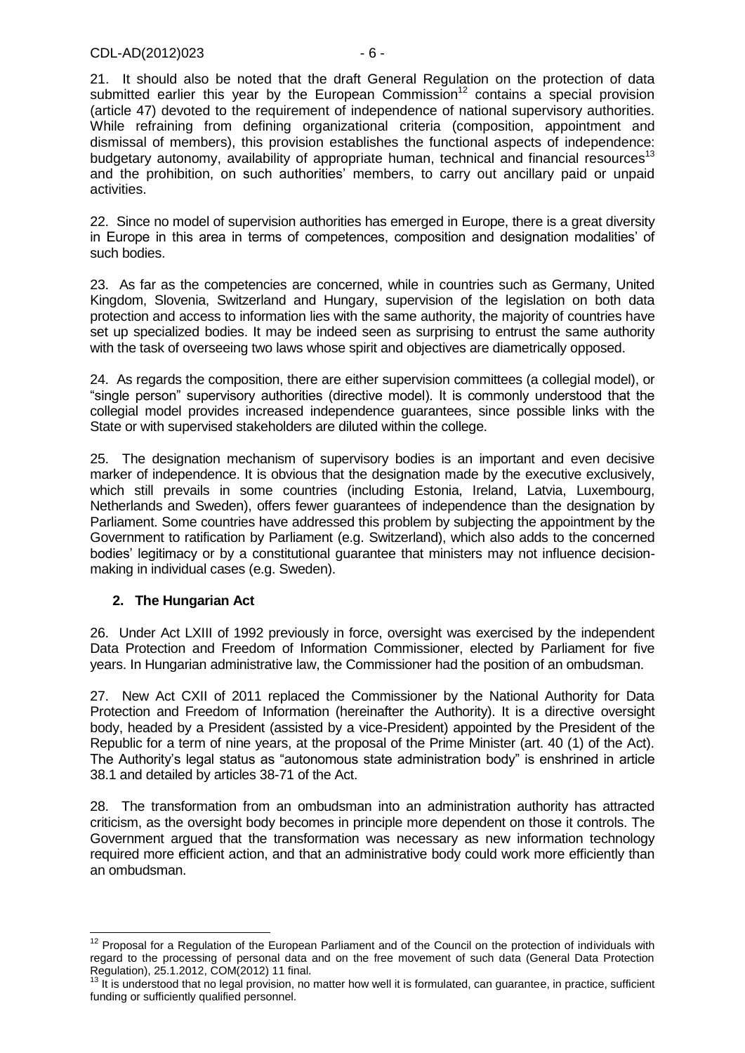21. It should also be noted that the draft General Regulation on the protection of data submitted earlier this year by the European Commission[12] contains a special provision (article 47) devoted to the requirement of independence of national supervisory authorities. While refraining from defining organizational criteria (composition, appointment and dismissal of members), this provision establishes the functional aspects of independence: budgetary autonomy, availability of appropriate human, technical and financial resources[13] and the prohibition, on such authorities' members, to carry out ancillary paid or unpaid activities.

22. Since no model of supervision authorities has emerged in Europe, there is a great diversity in Europe in this area in terms of competences, composition and designation modalities' of such bodies.

23. As far as the competencies are concerned, while in countries such as Germany, United Kingdom, Slovenia, Switzerland and Hungary, supervision of the legislation on both data protection and access to information lies with the same authority, the majority of countries have set up specialized bodies. It may be indeed seen as surprising to entrust the same authority with the task of overseeing two laws whose spirit and objectives are diametrically opposed.

24. As regards the composition, there are either supervision committees (a collegial model), or "single person" supervisory authorities (directive model). It is commonly understood that the collegial model provides increased independence guarantees, since possible links with the State or with supervised stakeholders are diluted within the college.

25. The designation mechanism of supervisory bodies is an important and even decisive marker of independence. It is obvious that the designation made by the executive exclusively, which still prevails in some countries (including Estonia, Ireland, Latvia, Luxembourg, Netherlands and Sweden), offers fewer guarantees of independence than the designation by Parliament. Some countries have addressed this problem by subjecting the appointment by the Government to ratification by Parliament (e.g. Switzerland), which also adds to the concerned bodies' legitimacy or by a constitutional guarantee that ministers may not influence decision-making in individual cases (e.g. Sweden).

## 2. The Hungarian Act

26. Under Act LXIII of 1992 previously in force, oversight was exercised by the independent Data Protection and Freedom of Information Commissioner, elected by Parliament for five years. In Hungarian administrative law, the Commissioner had the position of an ombudsman.

27. New Act CXII of 2011 replaced the Commissioner by the National Authority for Data Protection and Freedom of Information (hereinafter the Authority). It is a directive oversight body, headed by a President (assisted by a vice-President) appointed by the President of the Republic for a term of nine years, at the proposal of the Prime Minister (art. 40 (1) of the Act). The Authority's legal status as "autonomous state administration body" is enshrined in article 38.1 and detailed by articles 38-71 of the Act.

28. The transformation from an ombudsman into an administration authority has attracted criticism, as the oversight body becomes in principle more dependent on those it controls. The Government argued that the transformation was necessary as new information technology required more efficient action, and that an administrative body could work more efficiently than an ombudsman.

---

[12] Proposal for a Regulation of the European Parliament and of the Council on the protection of individuals with regard to the processing of personal data and on the free movement of such data (General Data Protection Regulation), 25.1.2012, COM(2012) 11 final.

[13] It is understood that no legal provision, no matter how well it is formulated, can guarantee, in practice, sufficient funding or sufficiently qualified personnel.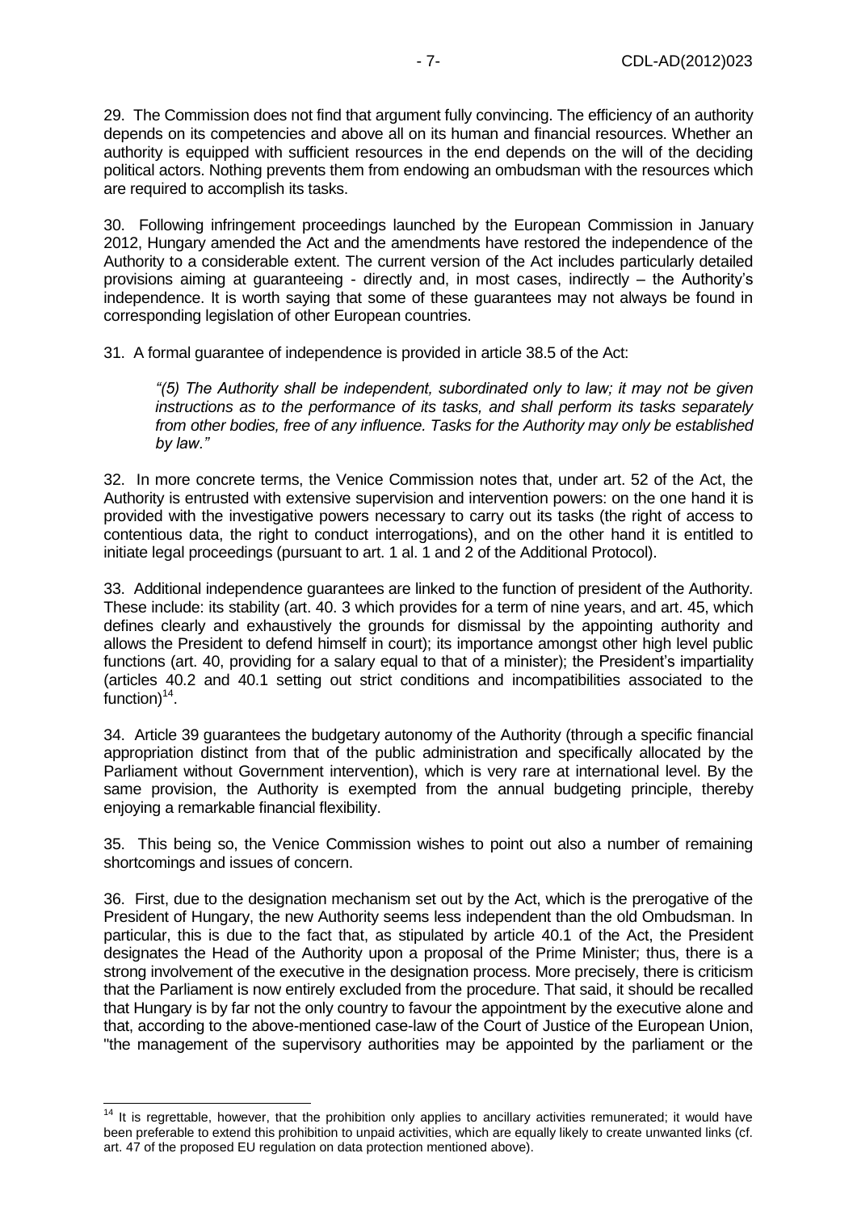29. The Commission does not find that argument fully convincing. The efficiency of an authority depends on its competencies and above all on its human and financial resources. Whether an authority is equipped with sufficient resources in the end depends on the will of the deciding political actors. Nothing prevents them from endowing an ombudsman with the resources which are required to accomplish its tasks.

30. Following infringement proceedings launched by the European Commission in January 2012, Hungary amended the Act and the amendments have restored the independence of the Authority to a considerable extent. The current version of the Act includes particularly detailed provisions aiming at guaranteeing - directly and, in most cases, indirectly – the Authority's independence. It is worth saying that some of these guarantees may not always be found in corresponding legislation of other European countries.

31. A formal guarantee of independence is provided in article 38.5 of the Act:

> *"(5) The Authority shall be independent, subordinated only to law; it may not be given instructions as to the performance of its tasks, and shall perform its tasks separately from other bodies, free of any influence. Tasks for the Authority may only be established by law."*

32. In more concrete terms, the Venice Commission notes that, under art. 52 of the Act, the Authority is entrusted with extensive supervision and intervention powers: on the one hand it is provided with the investigative powers necessary to carry out its tasks (the right of access to contentious data, the right to conduct interrogations), and on the other hand it is entitled to initiate legal proceedings (pursuant to art. 1 al. 1 and 2 of the Additional Protocol).

33. Additional independence guarantees are linked to the function of president of the Authority. These include: its stability (art. 40. 3 which provides for a term of nine years, and art. 45, which defines clearly and exhaustively the grounds for dismissal by the appointing authority and allows the President to defend himself in court); its importance amongst other high level public functions (art. 40, providing for a salary equal to that of a minister); the President's impartiality (articles 40.2 and 40.1 setting out strict conditions and incompatibilities associated to the function)[14].

34. Article 39 guarantees the budgetary autonomy of the Authority (through a specific financial appropriation distinct from that of the public administration and specifically allocated by the Parliament without Government intervention), which is very rare at international level. By the same provision, the Authority is exempted from the annual budgeting principle, thereby enjoying a remarkable financial flexibility.

35. This being so, the Venice Commission wishes to point out also a number of remaining shortcomings and issues of concern.

36. First, due to the designation mechanism set out by the Act, which is the prerogative of the President of Hungary, the new Authority seems less independent than the old Ombudsman. In particular, this is due to the fact that, as stipulated by article 40.1 of the Act, the President designates the Head of the Authority upon a proposal of the Prime Minister; thus, there is a strong involvement of the executive in the designation process. More precisely, there is criticism that the Parliament is now entirely excluded from the procedure. That said, it should be recalled that Hungary is by far not the only country to favour the appointment by the executive alone and that, according to the above-mentioned case-law of the Court of Justice of the European Union, "the management of the supervisory authorities may be appointed by the parliament or the

---

[14] It is regrettable, however, that the prohibition only applies to ancillary activities remunerated; it would have been preferable to extend this prohibition to unpaid activities, which are equally likely to create unwanted links (cf. art. 47 of the proposed EU regulation on data protection mentioned above).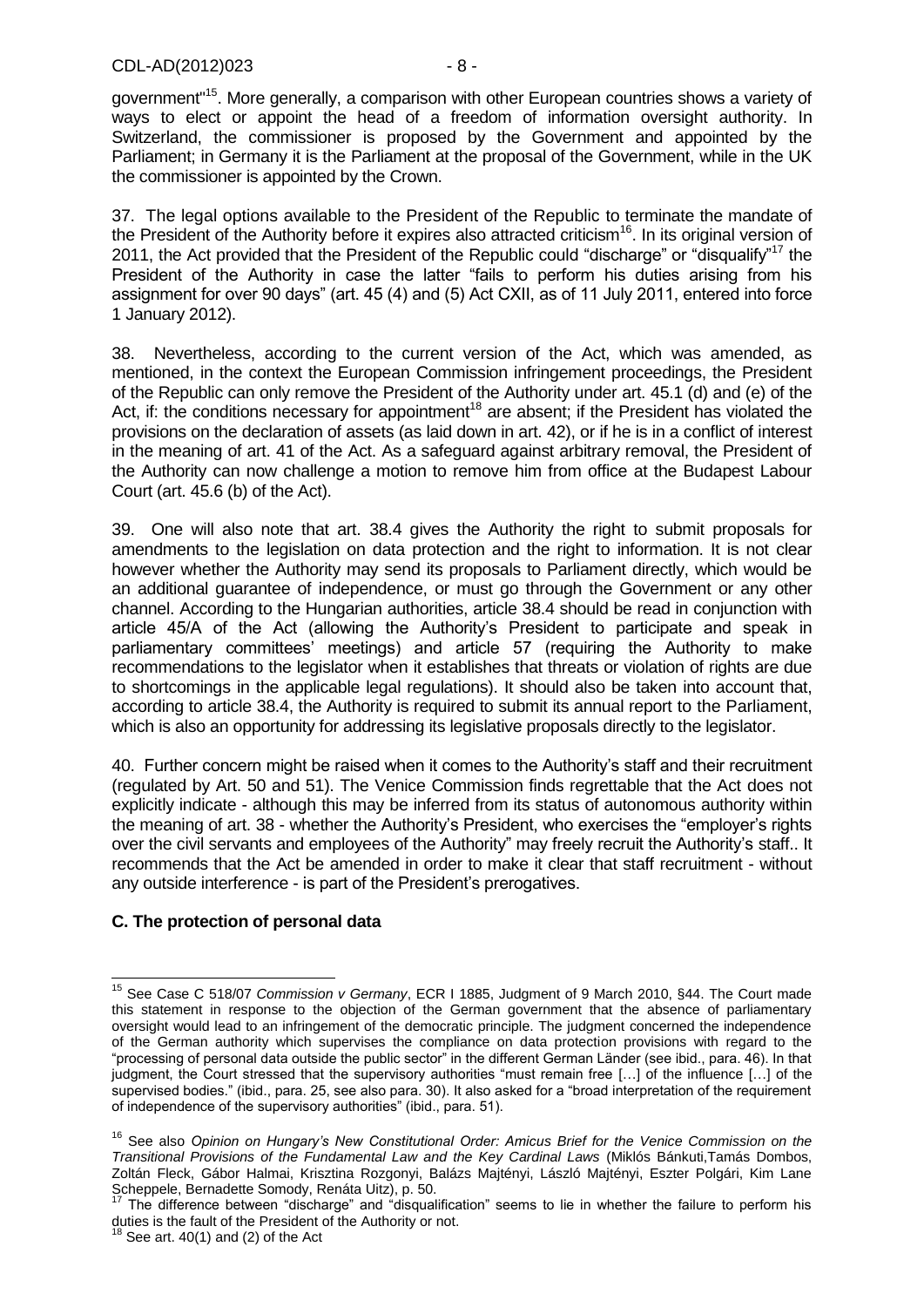government"[15]. More generally, a comparison with other European countries shows a variety of ways to elect or appoint the head of a freedom of information oversight authority. In Switzerland, the commissioner is proposed by the Government and appointed by the Parliament; in Germany it is the Parliament at the proposal of the Government, while in the UK the commissioner is appointed by the Crown.

37. The legal options available to the President of the Republic to terminate the mandate of the President of the Authority before it expires also attracted criticism[16]. In its original version of 2011, the Act provided that the President of the Republic could "discharge" or "disqualify"[17] the President of the Authority in case the latter "fails to perform his duties arising from his assignment for over 90 days" (art. 45 (4) and (5) Act CXII, as of 11 July 2011, entered into force 1 January 2012).

38. Nevertheless, according to the current version of the Act, which was amended, as mentioned, in the context the European Commission infringement proceedings, the President of the Republic can only remove the President of the Authority under art. 45.1 (d) and (e) of the Act, if: the conditions necessary for appointment[18] are absent; if the President has violated the provisions on the declaration of assets (as laid down in art. 42), or if he is in a conflict of interest in the meaning of art. 41 of the Act. As a safeguard against arbitrary removal, the President of the Authority can now challenge a motion to remove him from office at the Budapest Labour Court (art. 45.6 (b) of the Act).

39. One will also note that art. 38.4 gives the Authority the right to submit proposals for amendments to the legislation on data protection and the right to information. It is not clear however whether the Authority may send its proposals to Parliament directly, which would be an additional guarantee of independence, or must go through the Government or any other channel. According to the Hungarian authorities, article 38.4 should be read in conjunction with article 45/A of the Act (allowing the Authority's President to participate and speak in parliamentary committees' meetings) and article 57 (requiring the Authority to make recommendations to the legislator when it establishes that threats or violation of rights are due to shortcomings in the applicable legal regulations). It should also be taken into account that, according to article 38.4, the Authority is required to submit its annual report to the Parliament, which is also an opportunity for addressing its legislative proposals directly to the legislator.

40. Further concern might be raised when it comes to the Authority's staff and their recruitment (regulated by Art. 50 and 51). The Venice Commission finds regrettable that the Act does not explicitly indicate - although this may be inferred from its status of autonomous authority within the meaning of art. 38 - whether the Authority's President, who exercises the "employer's rights over the civil servants and employees of the Authority" may freely recruit the Authority's staff.. It recommends that the Act be amended in order to make it clear that staff recruitment - without any outside interference - is part of the President's prerogatives.

## C. The protection of personal data

[15] See Case C 518/07 *Commission v Germany*, ECR I 1885, Judgment of 9 March 2010, §44. The Court made this statement in response to the objection of the German government that the absence of parliamentary oversight would lead to an infringement of the democratic principle. The judgment concerned the independence of the German authority which supervises the compliance on data protection provisions with regard to the "processing of personal data outside the public sector" in the different German Länder (see ibid., para. 46). In that judgment, the Court stressed that the supervisory authorities "must remain free […] of the influence […] of the supervised bodies." (ibid., para. 25, see also para. 30). It also asked for a "broad interpretation of the requirement of independence of the supervisory authorities" (ibid., para. 51).

[16] See also *Opinion on Hungary's New Constitutional Order: Amicus Brief for the Venice Commission on the Transitional Provisions of the Fundamental Law and the Key Cardinal Laws* (Miklós Bánkuti,Tamás Dombos, Zoltán Fleck, Gábor Halmai, Krisztina Rozgonyi, Balázs Majtényi, László Majtényi, Eszter Polgári, Kim Lane Scheppele, Bernadette Somody, Renáta Uitz), p. 50.

[17] The difference between "discharge" and "disqualification" seems to lie in whether the failure to perform his duties is the fault of the President of the Authority or not.

[18] See art. 40(1) and (2) of the Act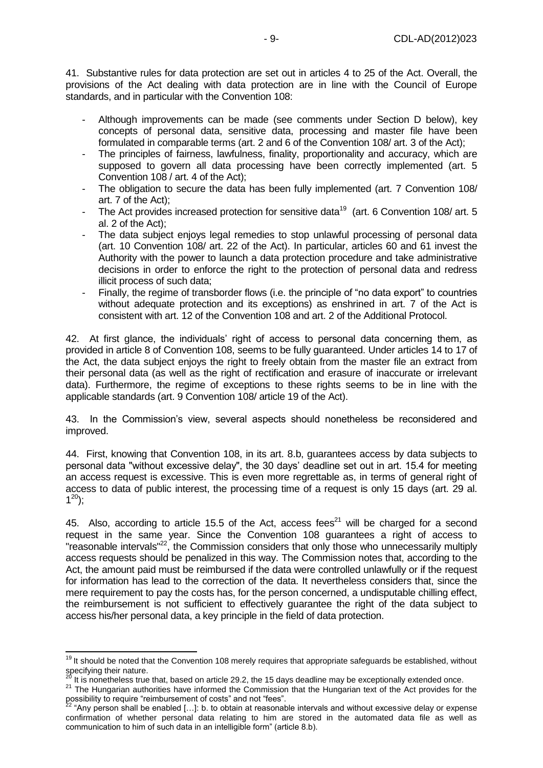41. Substantive rules for data protection are set out in articles 4 to 25 of the Act. Overall, the provisions of the Act dealing with data protection are in line with the Council of Europe standards, and in particular with the Convention 108:

- Although improvements can be made (see comments under Section D below), key concepts of personal data, sensitive data, processing and master file have been formulated in comparable terms (art. 2 and 6 of the Convention 108/ art. 3 of the Act);
- The principles of fairness, lawfulness, finality, proportionality and accuracy, which are supposed to govern all data processing have been correctly implemented (art. 5 Convention 108 / art. 4 of the Act);
- The obligation to secure the data has been fully implemented (art. 7 Convention 108/ art. 7 of the Act);
- The Act provides increased protection for sensitive data[19] (art. 6 Convention 108/ art. 5 al. 2 of the Act);
- The data subject enjoys legal remedies to stop unlawful processing of personal data (art. 10 Convention 108/ art. 22 of the Act). In particular, articles 60 and 61 invest the Authority with the power to launch a data protection procedure and take administrative decisions in order to enforce the right to the protection of personal data and redress illicit process of such data;
- Finally, the regime of transborder flows (i.e. the principle of "no data export" to countries without adequate protection and its exceptions) as enshrined in art. 7 of the Act is consistent with art. 12 of the Convention 108 and art. 2 of the Additional Protocol.

42. At first glance, the individuals' right of access to personal data concerning them, as provided in article 8 of Convention 108, seems to be fully guaranteed. Under articles 14 to 17 of the Act, the data subject enjoys the right to freely obtain from the master file an extract from their personal data (as well as the right of rectification and erasure of inaccurate or irrelevant data). Furthermore, the regime of exceptions to these rights seems to be in line with the applicable standards (art. 9 Convention 108/ article 19 of the Act).

43. In the Commission's view, several aspects should nonetheless be reconsidered and improved.

44. First, knowing that Convention 108, in its art. 8.b, guarantees access by data subjects to personal data "without excessive delay", the 30 days' deadline set out in art. 15.4 for meeting an access request is excessive. This is even more regrettable as, in terms of general right of access to data of public interest, the processing time of a request is only 15 days (art. 29 al. 1[20]);

45. Also, according to article 15.5 of the Act, access fees[21] will be charged for a second request in the same year. Since the Convention 108 guarantees a right of access to "reasonable intervals"[22], the Commission considers that only those who unnecessarily multiply access requests should be penalized in this way. The Commission notes that, according to the Act, the amount paid must be reimbursed if the data were controlled unlawfully or if the request for information has lead to the correction of the data. It nevertheless considers that, since the mere requirement to pay the costs has, for the person concerned, a undisputable chilling effect, the reimbursement is not sufficient to effectively guarantee the right of the data subject to access his/her personal data, a key principle in the field of data protection.

---

[19] It should be noted that the Convention 108 merely requires that appropriate safeguards be established, without specifying their nature.

[20] It is nonetheless true that, based on article 29.2, the 15 days deadline may be exceptionally extended once.

[21] The Hungarian authorities have informed the Commission that the Hungarian text of the Act provides for the possibility to require "reimbursement of costs" and not "fees".

[22] "Any person shall be enabled […]: b. to obtain at reasonable intervals and without excessive delay or expense confirmation of whether personal data relating to him are stored in the automated data file as well as communication to him of such data in an intelligible form" (article 8.b).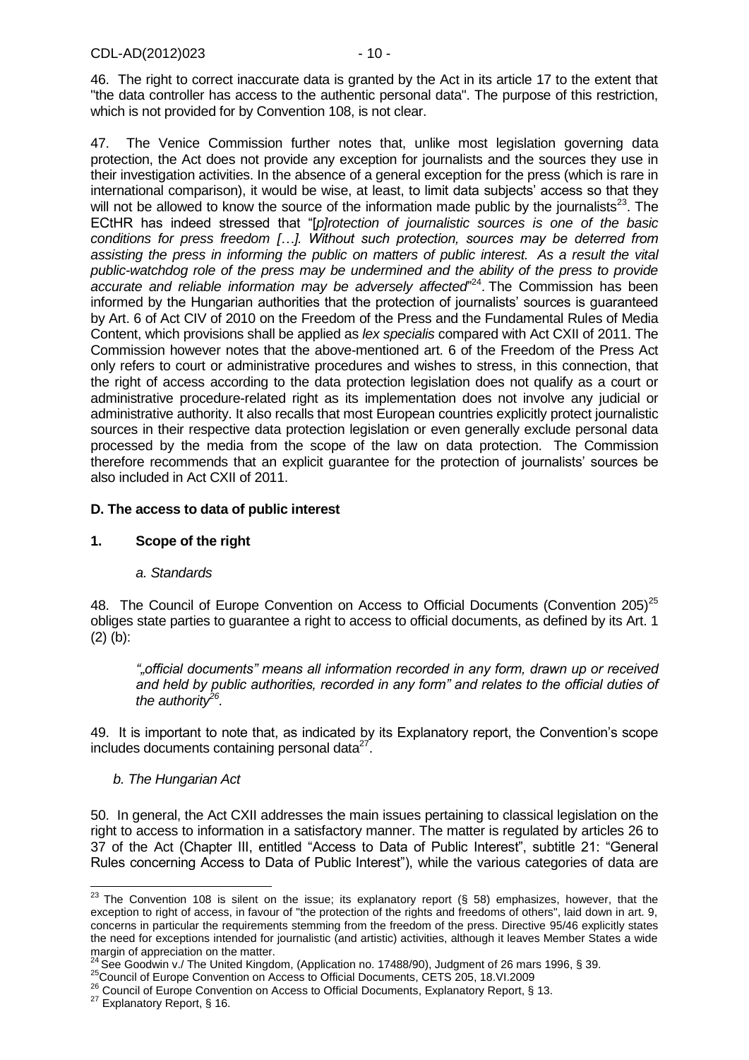46. The right to correct inaccurate data is granted by the Act in its article 17 to the extent that "the data controller has access to the authentic personal data". The purpose of this restriction, which is not provided for by Convention 108, is not clear.

47. The Venice Commission further notes that, unlike most legislation governing data protection, the Act does not provide any exception for journalists and the sources they use in their investigation activities. In the absence of a general exception for the press (which is rare in international comparison), it would be wise, at least, to limit data subjects' access so that they will not be allowed to know the source of the information made public by the journalists[23]. The ECtHR has indeed stressed that "[*p]rotection of journalistic sources is one of the basic conditions for press freedom […]. Without such protection, sources may be deterred from assisting the press in informing the public on matters of public interest. As a result the vital public-watchdog role of the press may be undermined and the ability of the press to provide accurate and reliable information may be adversely affected*"[24]. The Commission has been informed by the Hungarian authorities that the protection of journalists' sources is guaranteed by Art. 6 of Act CIV of 2010 on the Freedom of the Press and the Fundamental Rules of Media Content, which provisions shall be applied as *lex specialis* compared with Act CXII of 2011. The Commission however notes that the above-mentioned art. 6 of the Freedom of the Press Act only refers to court or administrative procedures and wishes to stress, in this connection, that the right of access according to the data protection legislation does not qualify as a court or administrative procedure-related right as its implementation does not involve any judicial or administrative authority. It also recalls that most European countries explicitly protect journalistic sources in their respective data protection legislation or even generally exclude personal data processed by the media from the scope of the law on data protection. The Commission therefore recommends that an explicit guarantee for the protection of journalists' sources be also included in Act CXII of 2011.

### D. The access to data of public interest

#### 1. Scope of the right

*a. Standards*

48. The Council of Europe Convention on Access to Official Documents (Convention 205)[25] obliges state parties to guarantee a right to access to official documents, as defined by its Art. 1 (2) (b):

> *"„official documents" means all information recorded in any form, drawn up or received and held by public authorities, recorded in any form" and relates to the official duties of the authority[26].*

49. It is important to note that, as indicated by its Explanatory report, the Convention's scope includes documents containing personal data[27].

*b. The Hungarian Act*

50. In general, the Act CXII addresses the main issues pertaining to classical legislation on the right to access to information in a satisfactory manner. The matter is regulated by articles 26 to 37 of the Act (Chapter III, entitled "Access to Data of Public Interest", subtitle 21: "General Rules concerning Access to Data of Public Interest"), while the various categories of data are

---

[23] The Convention 108 is silent on the issue; its explanatory report (§ 58) emphasizes, however, that the exception to right of access, in favour of "the protection of the rights and freedoms of others", laid down in art. 9, concerns in particular the requirements stemming from the freedom of the press. Directive 95/46 explicitly states the need for exceptions intended for journalistic (and artistic) activities, although it leaves Member States a wide margin of appreciation on the matter.

[24] See Goodwin v./ The United Kingdom, (Application no. 17488/90), Judgment of 26 mars 1996, § 39.

[25] Council of Europe Convention on Access to Official Documents, CETS 205, 18.VI.2009

[26] Council of Europe Convention on Access to Official Documents, Explanatory Report, § 13.

[27] Explanatory Report, § 16.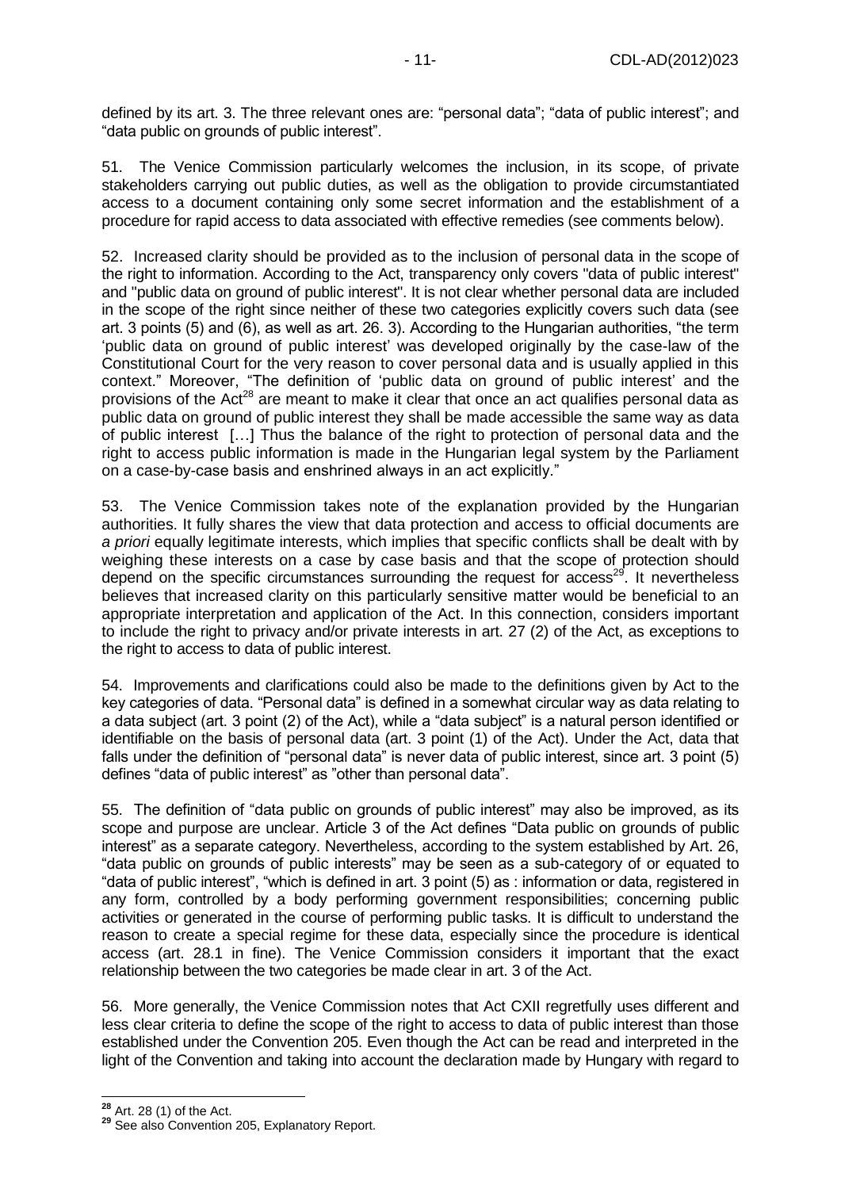defined by its art. 3. The three relevant ones are: "personal data"; "data of public interest"; and "data public on grounds of public interest".

51. The Venice Commission particularly welcomes the inclusion, in its scope, of private stakeholders carrying out public duties, as well as the obligation to provide circumstantiated access to a document containing only some secret information and the establishment of a procedure for rapid access to data associated with effective remedies (see comments below).

52. Increased clarity should be provided as to the inclusion of personal data in the scope of the right to information. According to the Act, transparency only covers "data of public interest" and "public data on ground of public interest". It is not clear whether personal data are included in the scope of the right since neither of these two categories explicitly covers such data (see art. 3 points (5) and (6), as well as art. 26. 3). According to the Hungarian authorities, "the term 'public data on ground of public interest' was developed originally by the case-law of the Constitutional Court for the very reason to cover personal data and is usually applied in this context." Moreover, "The definition of 'public data on ground of public interest' and the provisions of the Act[28] are meant to make it clear that once an act qualifies personal data as public data on ground of public interest they shall be made accessible the same way as data of public interest […] Thus the balance of the right to protection of personal data and the right to access public information is made in the Hungarian legal system by the Parliament on a case-by-case basis and enshrined always in an act explicitly."

53. The Venice Commission takes note of the explanation provided by the Hungarian authorities. It fully shares the view that data protection and access to official documents are *a priori* equally legitimate interests, which implies that specific conflicts shall be dealt with by weighing these interests on a case by case basis and that the scope of protection should depend on the specific circumstances surrounding the request for access[29]. It nevertheless believes that increased clarity on this particularly sensitive matter would be beneficial to an appropriate interpretation and application of the Act. In this connection, considers important to include the right to privacy and/or private interests in art. 27 (2) of the Act, as exceptions to the right to access to data of public interest.

54. Improvements and clarifications could also be made to the definitions given by Act to the key categories of data. "Personal data" is defined in a somewhat circular way as data relating to a data subject (art. 3 point (2) of the Act), while a "data subject" is a natural person identified or identifiable on the basis of personal data (art. 3 point (1) of the Act). Under the Act, data that falls under the definition of "personal data" is never data of public interest, since art. 3 point (5) defines "data of public interest" as "other than personal data".

55. The definition of "data public on grounds of public interest" may also be improved, as its scope and purpose are unclear. Article 3 of the Act defines "Data public on grounds of public interest" as a separate category. Nevertheless, according to the system established by Art. 26, "data public on grounds of public interests" may be seen as a sub-category of or equated to "data of public interest", "which is defined in art. 3 point (5) as : information or data, registered in any form, controlled by a body performing government responsibilities; concerning public activities or generated in the course of performing public tasks. It is difficult to understand the reason to create a special regime for these data, especially since the procedure is identical access (art. 28.1 in fine). The Venice Commission considers it important that the exact relationship between the two categories be made clear in art. 3 of the Act.

56. More generally, the Venice Commission notes that Act CXII regretfully uses different and less clear criteria to define the scope of the right to access to data of public interest than those established under the Convention 205. Even though the Act can be read and interpreted in the light of the Convention and taking into account the declaration made by Hungary with regard to

---

[28] Art. 28 (1) of the Act.

[29] See also Convention 205, Explanatory Report.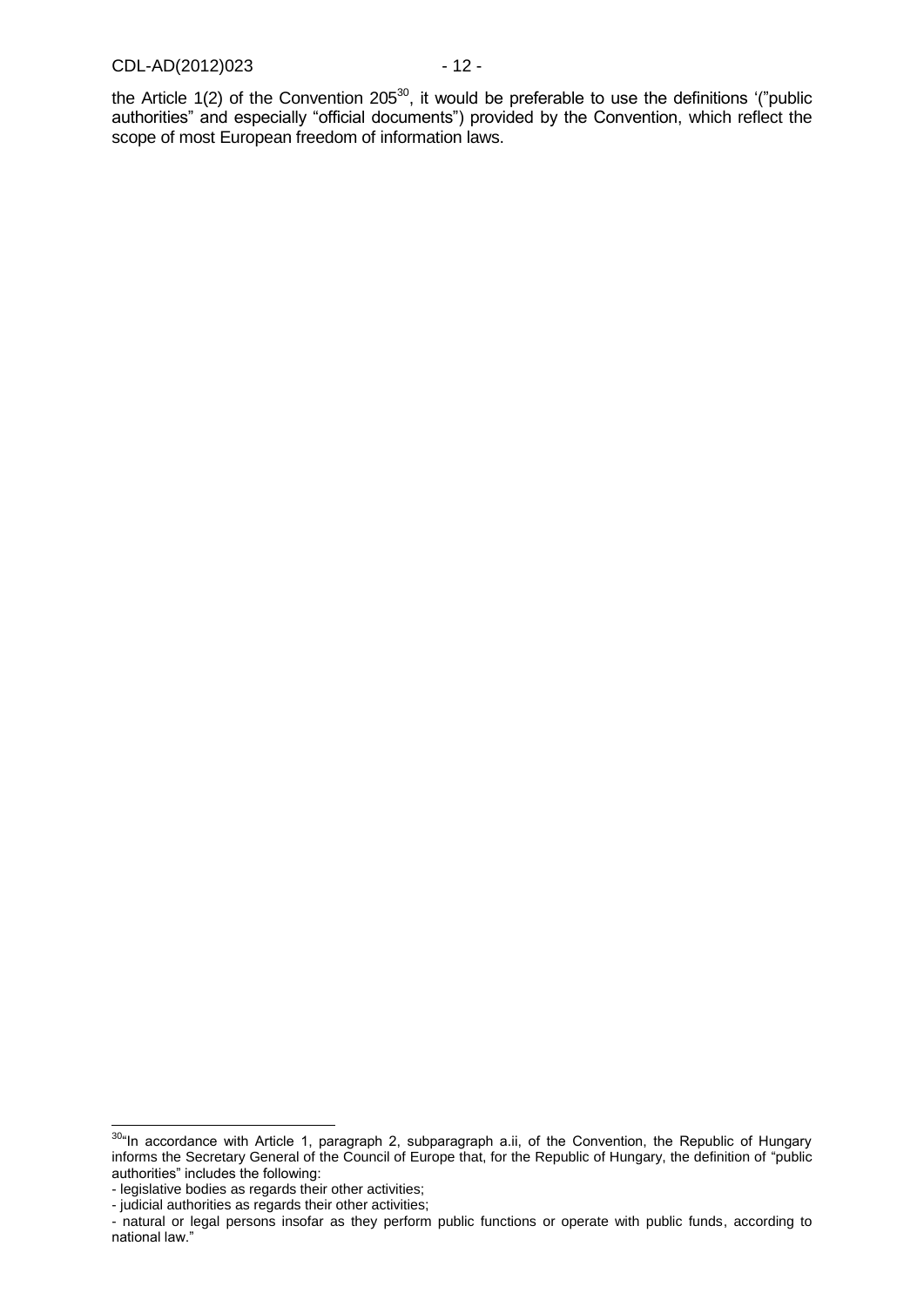the Article 1(2) of the Convention 205[30], it would be preferable to use the definitions '("public authorities" and especially "official documents") provided by the Convention, which reflect the scope of most European freedom of information laws.

---

[30]"In accordance with Article 1, paragraph 2, subparagraph a.ii, of the Convention, the Republic of Hungary informs the Secretary General of the Council of Europe that, for the Republic of Hungary, the definition of "public authorities" includes the following:

- legislative bodies as regards their other activities;
- judicial authorities as regards their other activities;
- natural or legal persons insofar as they perform public functions or operate with public funds, according to national law."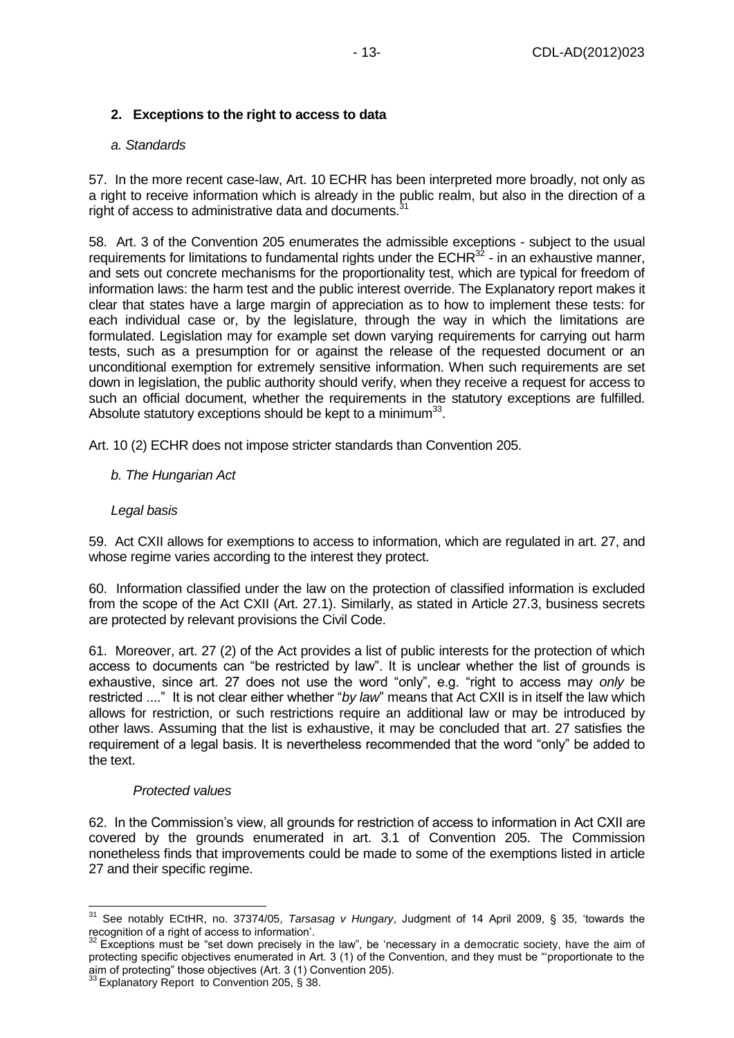## 2. Exceptions to the right to access to data

*a. Standards*

57. In the more recent case-law, Art. 10 ECHR has been interpreted more broadly, not only as a right to receive information which is already in the public realm, but also in the direction of a right of access to administrative data and documents.[31]

58. Art. 3 of the Convention 205 enumerates the admissible exceptions - subject to the usual requirements for limitations to fundamental rights under the ECHR[32] - in an exhaustive manner, and sets out concrete mechanisms for the proportionality test, which are typical for freedom of information laws: the harm test and the public interest override. The Explanatory report makes it clear that states have a large margin of appreciation as to how to implement these tests: for each individual case or, by the legislature, through the way in which the limitations are formulated. Legislation may for example set down varying requirements for carrying out harm tests, such as a presumption for or against the release of the requested document or an unconditional exemption for extremely sensitive information. When such requirements are set down in legislation, the public authority should verify, when they receive a request for access to such an official document, whether the requirements in the statutory exceptions are fulfilled. Absolute statutory exceptions should be kept to a minimum[33].

Art. 10 (2) ECHR does not impose stricter standards than Convention 205.

*b. The Hungarian Act*

*Legal basis*

59. Act CXII allows for exemptions to access to information, which are regulated in art. 27, and whose regime varies according to the interest they protect.

60. Information classified under the law on the protection of classified information is excluded from the scope of the Act CXII (Art. 27.1). Similarly, as stated in Article 27.3, business secrets are protected by relevant provisions the Civil Code.

61. Moreover, art. 27 (2) of the Act provides a list of public interests for the protection of which access to documents can "be restricted by law". It is unclear whether the list of grounds is exhaustive, since art. 27 does not use the word "only", e.g. "right to access may *only* be restricted ...." It is not clear either whether "*by law*" means that Act CXII is in itself the law which allows for restriction, or such restrictions require an additional law or may be introduced by other laws. Assuming that the list is exhaustive, it may be concluded that art. 27 satisfies the requirement of a legal basis. It is nevertheless recommended that the word "only" be added to the text.

*Protected values*

62. In the Commission's view, all grounds for restriction of access to information in Act CXII are covered by the grounds enumerated in art. 3.1 of Convention 205. The Commission nonetheless finds that improvements could be made to some of the exemptions listed in article 27 and their specific regime.

---

[31] See notably ECtHR, no. 37374/05, *Tarsasag v Hungary*, Judgment of 14 April 2009, § 35, 'towards the recognition of a right of access to information'.

[32] Exceptions must be "set down precisely in the law", be 'necessary in a democratic society, have the aim of protecting specific objectives enumerated in Art. 3 (1) of the Convention, and they must be "'proportionate to the aim of protecting" those objectives (Art. 3 (1) Convention 205).

[33] Explanatory Report to Convention 205, § 38.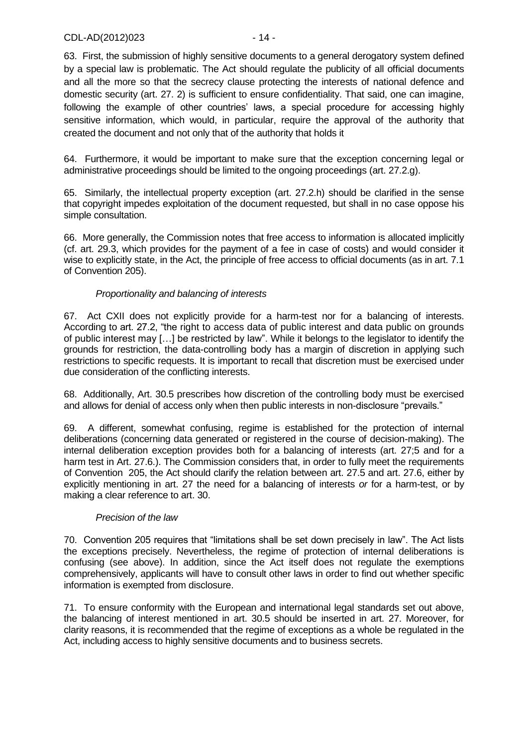63. First, the submission of highly sensitive documents to a general derogatory system defined by a special law is problematic. The Act should regulate the publicity of all official documents and all the more so that the secrecy clause protecting the interests of national defence and domestic security (art. 27. 2) is sufficient to ensure confidentiality. That said, one can imagine, following the example of other countries' laws, a special procedure for accessing highly sensitive information, which would, in particular, require the approval of the authority that created the document and not only that of the authority that holds it

64. Furthermore, it would be important to make sure that the exception concerning legal or administrative proceedings should be limited to the ongoing proceedings (art. 27.2.g).

65. Similarly, the intellectual property exception (art. 27.2.h) should be clarified in the sense that copyright impedes exploitation of the document requested, but shall in no case oppose his simple consultation.

66. More generally, the Commission notes that free access to information is allocated implicitly (cf. art. 29.3, which provides for the payment of a fee in case of costs) and would consider it wise to explicitly state, in the Act, the principle of free access to official documents (as in art. 7.1 of Convention 205).

*Proportionality and balancing of interests*

67. Act CXII does not explicitly provide for a harm-test nor for a balancing of interests. According to art. 27.2, "the right to access data of public interest and data public on grounds of public interest may […] be restricted by law". While it belongs to the legislator to identify the grounds for restriction, the data-controlling body has a margin of discretion in applying such restrictions to specific requests. It is important to recall that discretion must be exercised under due consideration of the conflicting interests.

68. Additionally, Art. 30.5 prescribes how discretion of the controlling body must be exercised and allows for denial of access only when then public interests in non-disclosure "prevails."

69. A different, somewhat confusing, regime is established for the protection of internal deliberations (concerning data generated or registered in the course of decision-making). The internal deliberation exception provides both for a balancing of interests (art. 27;5 and for a harm test in Art. 27.6.). The Commission considers that, in order to fully meet the requirements of Convention 205, the Act should clarify the relation between art. 27.5 and art. 27.6, either by explicitly mentioning in art. 27 the need for a balancing of interests *or* for a harm-test, or by making a clear reference to art. 30.

*Precision of the law*

70. Convention 205 requires that "limitations shall be set down precisely in law". The Act lists the exceptions precisely. Nevertheless, the regime of protection of internal deliberations is confusing (see above). In addition, since the Act itself does not regulate the exemptions comprehensively, applicants will have to consult other laws in order to find out whether specific information is exempted from disclosure.

71. To ensure conformity with the European and international legal standards set out above, the balancing of interest mentioned in art. 30.5 should be inserted in art. 27. Moreover, for clarity reasons, it is recommended that the regime of exceptions as a whole be regulated in the Act, including access to highly sensitive documents and to business secrets.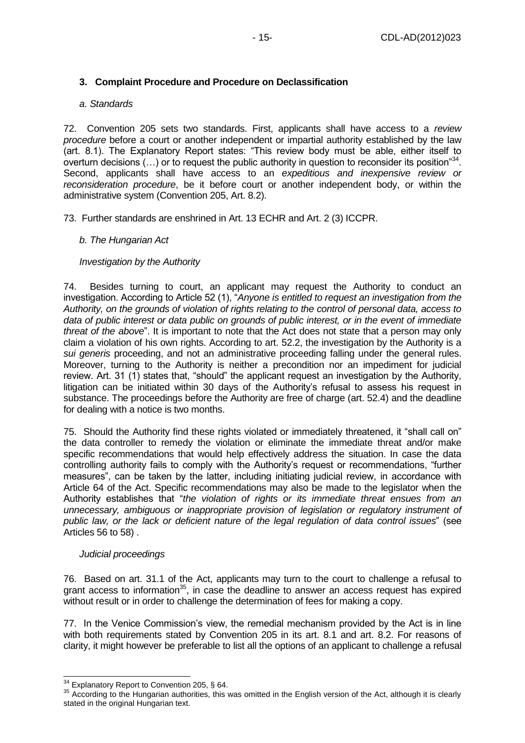## 3. Complaint Procedure and Procedure on Declassification

### *a. Standards*

72. Convention 205 sets two standards. First, applicants shall have access to a *review procedure* before a court or another independent or impartial authority established by the law (art. 8.1). The Explanatory Report states: "This review body must be able, either itself to overturn decisions (…) or to request the public authority in question to reconsider its position"[34]. Second, applicants shall have access to an *expeditious and inexpensive review or reconsideration procedure*, be it before court or another independent body, or within the administrative system (Convention 205, Art. 8.2).

73. Further standards are enshrined in Art. 13 ECHR and Art. 2 (3) ICCPR.

### *b. The Hungarian Act*

*Investigation by the Authority*

74. Besides turning to court, an applicant may request the Authority to conduct an investigation. According to Article 52 (1), "*Anyone is entitled to request an investigation from the Authority, on the grounds of violation of rights relating to the control of personal data, access to data of public interest or data public on grounds of public interest, or in the event of immediate threat of the above*". It is important to note that the Act does not state that a person may only claim a violation of his own rights. According to art. 52.2, the investigation by the Authority is a *sui generis* proceeding, and not an administrative proceeding falling under the general rules. Moreover, turning to the Authority is neither a precondition nor an impediment for judicial review. Art. 31 (1) states that, "should" the applicant request an investigation by the Authority, litigation can be initiated within 30 days of the Authority's refusal to assess his request in substance. The proceedings before the Authority are free of charge (art. 52.4) and the deadline for dealing with a notice is two months.

75. Should the Authority find these rights violated or immediately threatened, it "shall call on" the data controller to remedy the violation or eliminate the immediate threat and/or make specific recommendations that would help effectively address the situation. In case the data controlling authority fails to comply with the Authority's request or recommendations, "further measures", can be taken by the latter, including initiating judicial review, in accordance with Article 64 of the Act. Specific recommendations may also be made to the legislator when the Authority establishes that "*the violation of rights or its immediate threat ensues from an unnecessary, ambiguous or inappropriate provision of legislation or regulatory instrument of public law, or the lack or deficient nature of the legal regulation of data control issues*" (see Articles 56 to 58) .

*Judicial proceedings*

76. Based on art. 31.1 of the Act, applicants may turn to the court to challenge a refusal to grant access to information[35], in case the deadline to answer an access request has expired without result or in order to challenge the determination of fees for making a copy.

77. In the Venice Commission's view, the remedial mechanism provided by the Act is in line with both requirements stated by Convention 205 in its art. 8.1 and art. 8.2. For reasons of clarity, it might however be preferable to list all the options of an applicant to challenge a refusal

---

[34] Explanatory Report to Convention 205, § 64.

[35] According to the Hungarian authorities, this was omitted in the English version of the Act, although it is clearly stated in the original Hungarian text.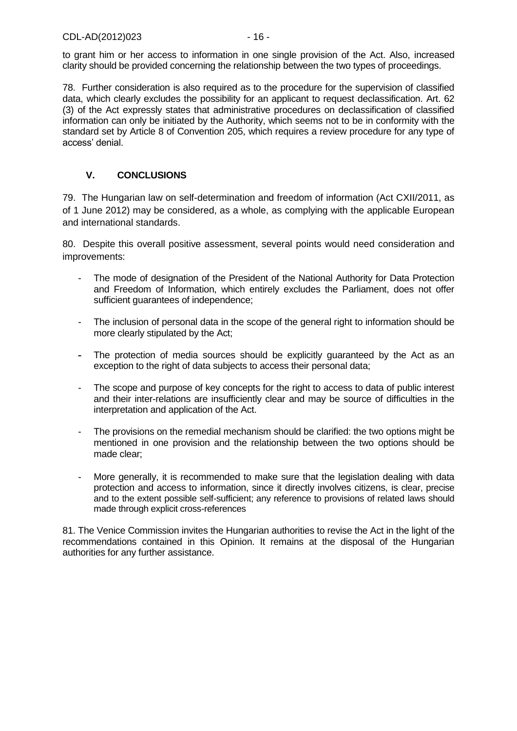to grant him or her access to information in one single provision of the Act. Also, increased clarity should be provided concerning the relationship between the two types of proceedings.

78. Further consideration is also required as to the procedure for the supervision of classified data, which clearly excludes the possibility for an applicant to request declassification. Art. 62 (3) of the Act expressly states that administrative procedures on declassification of classified information can only be initiated by the Authority, which seems not to be in conformity with the standard set by Article 8 of Convention 205, which requires a review procedure for any type of access' denial.

## V. CONCLUSIONS

79. The Hungarian law on self-determination and freedom of information (Act CXII/2011, as of 1 June 2012) may be considered, as a whole, as complying with the applicable European and international standards.

80. Despite this overall positive assessment, several points would need consideration and improvements:

- The mode of designation of the President of the National Authority for Data Protection and Freedom of Information, which entirely excludes the Parliament, does not offer sufficient guarantees of independence;

- The inclusion of personal data in the scope of the general right to information should be more clearly stipulated by the Act;

- The protection of media sources should be explicitly guaranteed by the Act as an exception to the right of data subjects to access their personal data;

- The scope and purpose of key concepts for the right to access to data of public interest and their inter-relations are insufficiently clear and may be source of difficulties in the interpretation and application of the Act.

- The provisions on the remedial mechanism should be clarified: the two options might be mentioned in one provision and the relationship between the two options should be made clear;

- More generally, it is recommended to make sure that the legislation dealing with data protection and access to information, since it directly involves citizens, is clear, precise and to the extent possible self-sufficient; any reference to provisions of related laws should made through explicit cross-references

81. The Venice Commission invites the Hungarian authorities to revise the Act in the light of the recommendations contained in this Opinion. It remains at the disposal of the Hungarian authorities for any further assistance.